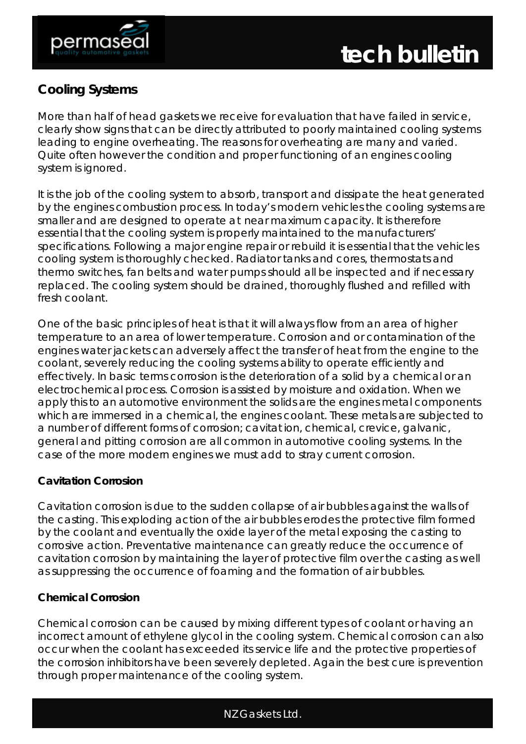# tech bulletin

## Cooling Systems

More than half of head gaskets we receive for evaluation that have failed in service, clearly show signs that can be directly attributed to poorly maintained cooling systems leading to engine overheating. The reasons for overheating are many and varied. Quite often however the condition and proper functioning of an engines cooling system is ignored.

It is the job of the cooling system to absorb, transport and dissipate the heat generated by the engines combustion process. In today's modern vehicles the cooling systems are smaller and are designed to operate at near maximum capacity. It is therefore essential that the cooling system is properly maintained to the manufacturers' specifications. Following a major engine repair or rebuild it is essential that the vehicles cooling system is thoroughly checked. Radiator tanks and cores, thermostats and thermo switches, fan belts and water pumps should all be inspected and if necessary replaced. The cooling system should be drained, thoroughly flushed and refilled with fresh coolant.

One of the basic principles of heat is that it will always flow from an area of higher temperature to an area of lower temperature. Corrosion and or contamination of the engines water jackets can adversely affect the transfer of heat from the engine to the coolant, severely reducing the cooling systems ability to operate efficiently and effectively. In basic terms corrosion is the deterioration of a solid by a chemical or an electrochemical process. Corrosion is assisted by moisture and oxidation. When we apply this to an automotive environment the solids are the engines metal components which are immersed in a chemical, the engines coolant. These metals are subjected to a number of different forms of corrosion; cavitation, chemical, crevice, galvanic, general and pitting corrosion are all common in automotive cooling systems. In the case of the more modern engines we must add to stray current corrosion.

### Cavitation Corrosion

Cavitation corrosion is due to the sudden collapse of air bubbles against the walls of the casting. This exploding action of the air bubbles erodes the protective film formed by the coolant and eventually the oxide layer of the metal exposing the casting to corrosive action. Preventative maintenance can greatly reduce the occurrence of cavitation corrosion by maintaining the layer of protective film over the casting as well as suppressing the occurrence of foaming and the formation of air bubbles.

### Chemical Corrosion

Chemical corrosion can be caused by mixing different types of coolant or having an incorrect amount of ethylene glycol in the cooling system. Chemical corrosion can also occur when the coolant has exceeded its service life and the protective properties of the corrosion inhibitors have been severely depleted. Again the best cure is prevention through proper maintenance of the cooling system.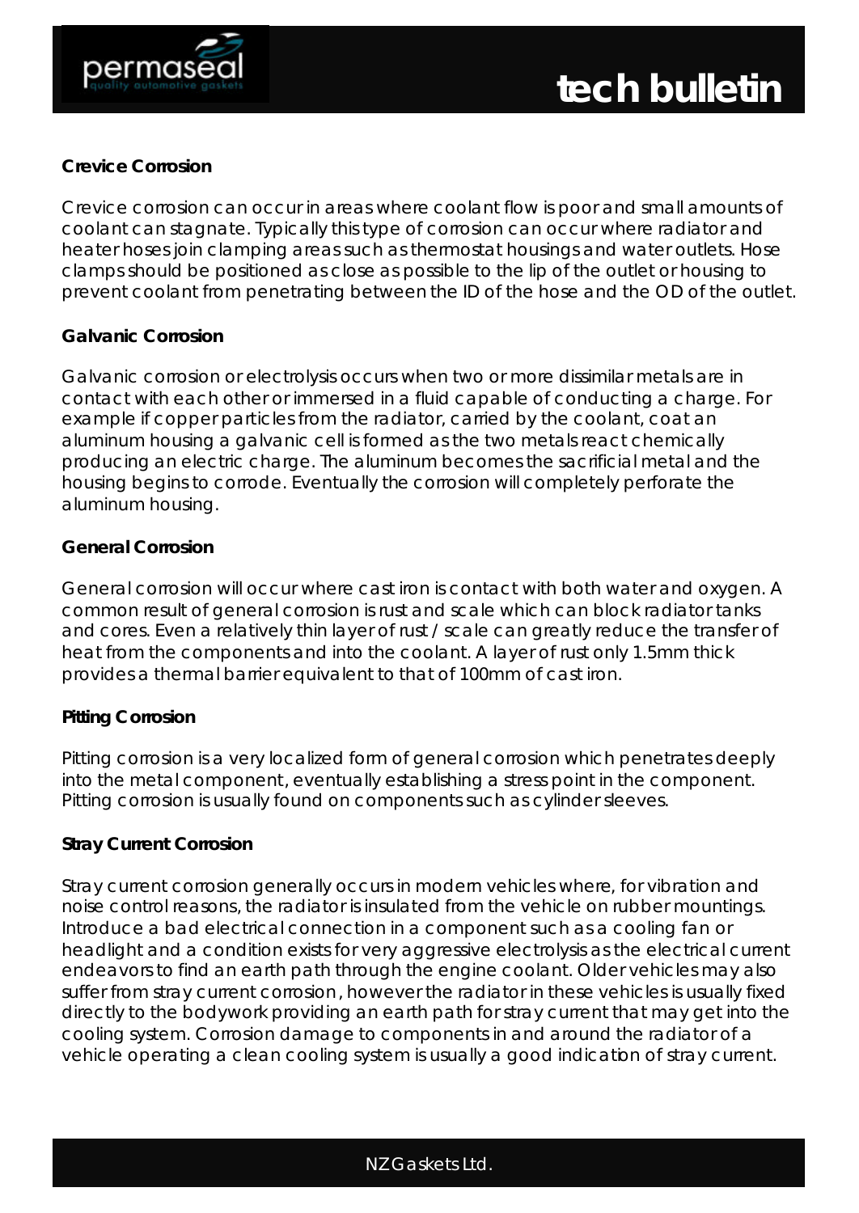### Crevice Corrosion

Crevice corrosion can occur in areas where coolant flow is poor and small amounts of coolant can stagnate. Typically this type of corrosion can occur where radiator and heater hoses join clamping areas such as thermostat housings and water outlets. Hose clamps should be positioned as close as possible to the lip of the outlet or housing to prevent coolant from penetrating between the ID of the hose and the OD of the outlet.

### Galvanic Corrosion

Galvanic corrosion or electrolysis occurs when two or more dissimilar metals are in contact with each other or immersed in a fluid capable of conducting a charge. For example if copper particles from the radiator, carried by the coolant, coat an aluminum housing a galvanic cell is formed as the two metals react chemically producing an electric charge. The aluminum becomes the sacrificial metal and the housing begins to corrode. Eventually the corrosion will completely perforate the aluminum housing.

### General Corrosion

General corrosion will occur where cast iron is contact with both water and oxygen. A common result of general corrosion is rust and scale which can block radiator tanks and cores. Even a relatively thin layer of rust / scale can greatly reduce the transfer of heat from the components and into the coolant. A layer of rust only 1.5mm thick provides a thermal barrier equivalent to that of 100mm of cast iron.

### Pitting Corrosion

Pitting corrosion is a very localized form of general corrosion which penetrates deeply into the metal component, eventually establishing a stress point in the component. Pitting corrosion is usually found on components such as cylinder sleeves.

### Stray Current Corrosion

Stray current corrosion generally occurs in modern vehicles where, for vibration and noise control reasons, the radiator is insulated from the vehicle on rubber mountings. Introduce a bad electrical connection in a component such as a cooling fan or headlight and a condition exists for very aggressive electrolysis as the electrical current endeavors to find an earth path through the engine coolant. Older vehicles may also suffer from stray current corrosion, however the radiator in these vehicles is usually fixed directly to the bodywork providing an earth path for stray current that may get into the cooling system. Corrosion damage to components in and around the radiator of a vehicle operating a clean cooling system is usually a good indication of stray current.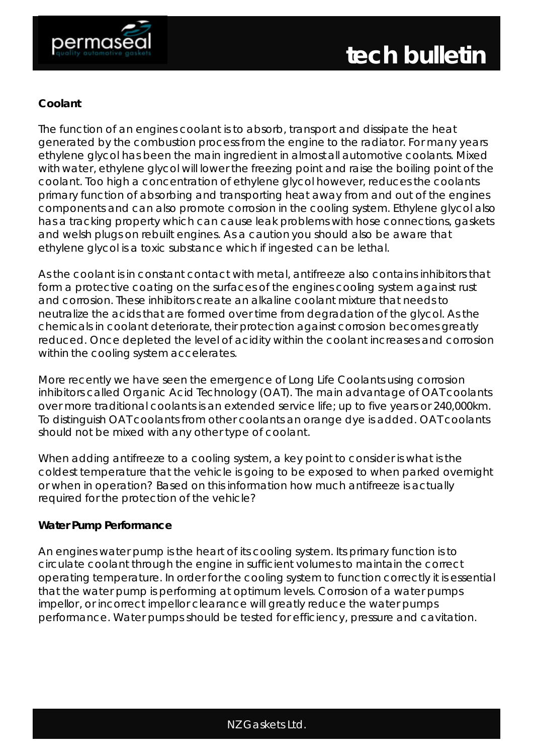## Coolant

The function of an engines coolant is to absorb, transport and dissipate the heat generated by the combustion process from the engine to the radiator. For many years ethylene glycol has been the main ingredient in almost all automotive coolants. Mixed with water, ethylene glycol will lower the freezing point and raise the boiling point of the coolant. Too high a concentration of ethylene glycol however, reduces the coolants primary function of absorbing and transporting heat away from and out of the engines components and can also promote corrosion in the cooling system. Ethylene glycol also has a tracking property which can cause leak problems with hose connections, gaskets and welsh plugs on rebuilt engines. As a caution you should also be aware that ethylene glycol is a toxic substance which if ingested can be lethal.

As the coolant is in constant contact with metal, antifreeze also contains inhibitors that form a protective coating on the surfaces of the engines cooling system against rust and corrosion. These inhibitors create an alkaline coolant mixture that needs to neutralize the acids that are formed over time from degradation of the glycol. As the chemicals in coolant deteriorate, their protection against corrosion becomes greatly reduced. Once depleted the level of acidity within the coolant increases and corrosion within the cooling system accelerates.

More recently we have seen the emergence of Long Life Coolants using corrosion inhibitors called Organic Acid Technology (OAT). The main advantage of OAT coolants over more traditional coolants is an extended service life; up to five years or 240,000km. To distinguish OAT coolants from other coolants an orange dye is added. OAT coolants should not be mixed with any other type of coolant.

When adding antifreeze to a cooling system, a key point to consider is what is the coldest temperature that the vehicle is going to be exposed to when parked overnight or when in operation? Based on this information how much antifreeze is actually required for the protection of the vehicle?

## Water Pump Performance

An engines water pump is the heart of its cooling system. Its primary function is to circulate coolant through the engine in sufficient volumes to maintain the correct operating temperature. In order for the cooling system to function correctly it is essential that the water pump is performing at optimum levels. Corrosion of a water pumps impellor, or incorrect impellor clearance will greatly reduce the water pumps performance. Water pumps should be tested for efficiency, pressure and cavitation.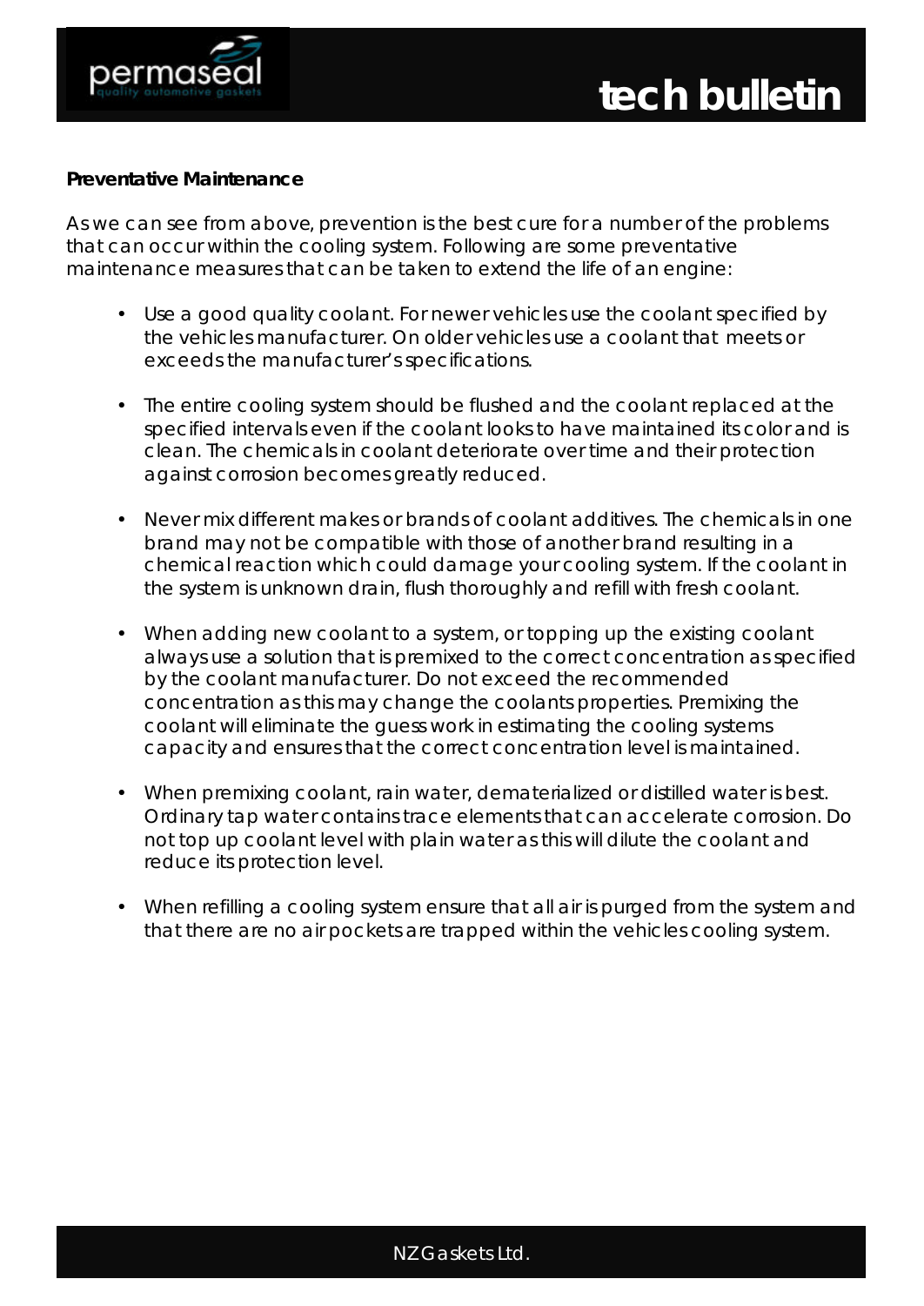**Preventative Maintenance**

As we can see from above, prevention is the best cure for a number of the problems that can occur within the cooling system. Following are some preventative maintenance measures that can be taken to extend the life of an engine:

- Use a good quality coolant. For newer vehicles use the coolant specified by the vehicles manufacturer. On older vehicles use a coolant that meets or exceeds the manufacturer's specifications.

- The entire cooling system should be flushed and the coolant replaced at the specified intervals even if the coolant looks to have maintained its color and is clean. The chemicals in coolant deteriorate over time and their protection against corrosion becomes greatly reduced.

- Never mix different makes or brands of coolant additives. The chemicals in one brand may not be compatible with those of another brand resulting in a chemical reaction which could damage your cooling system. If the coolant in the system is unknown drain, flush thoroughly and refill with fresh coolant.

- When adding new coolant to a system, or topping up the existing coolant always use a solution that is premixed to the correct concentration as specified by the coolant manufacturer. Do not exceed the recommended concentration as this may change the coolants properties. Premixing the coolant will eliminate the guess work in estimating the cooling systems capacity and ensures that the correct concentration level is maintained.

- When premixing coolant, rain water, dematerialized or distilled water is best. Ordinary tap water contains trace elements that can accelerate corrosion. Do not top up coolant level with plain water as this will dilute the coolant and reduce its protection level.

- When refilling a cooling system ensure that all air is purged from the system and that there are no air pockets are trapped within the vehicles cooling system.